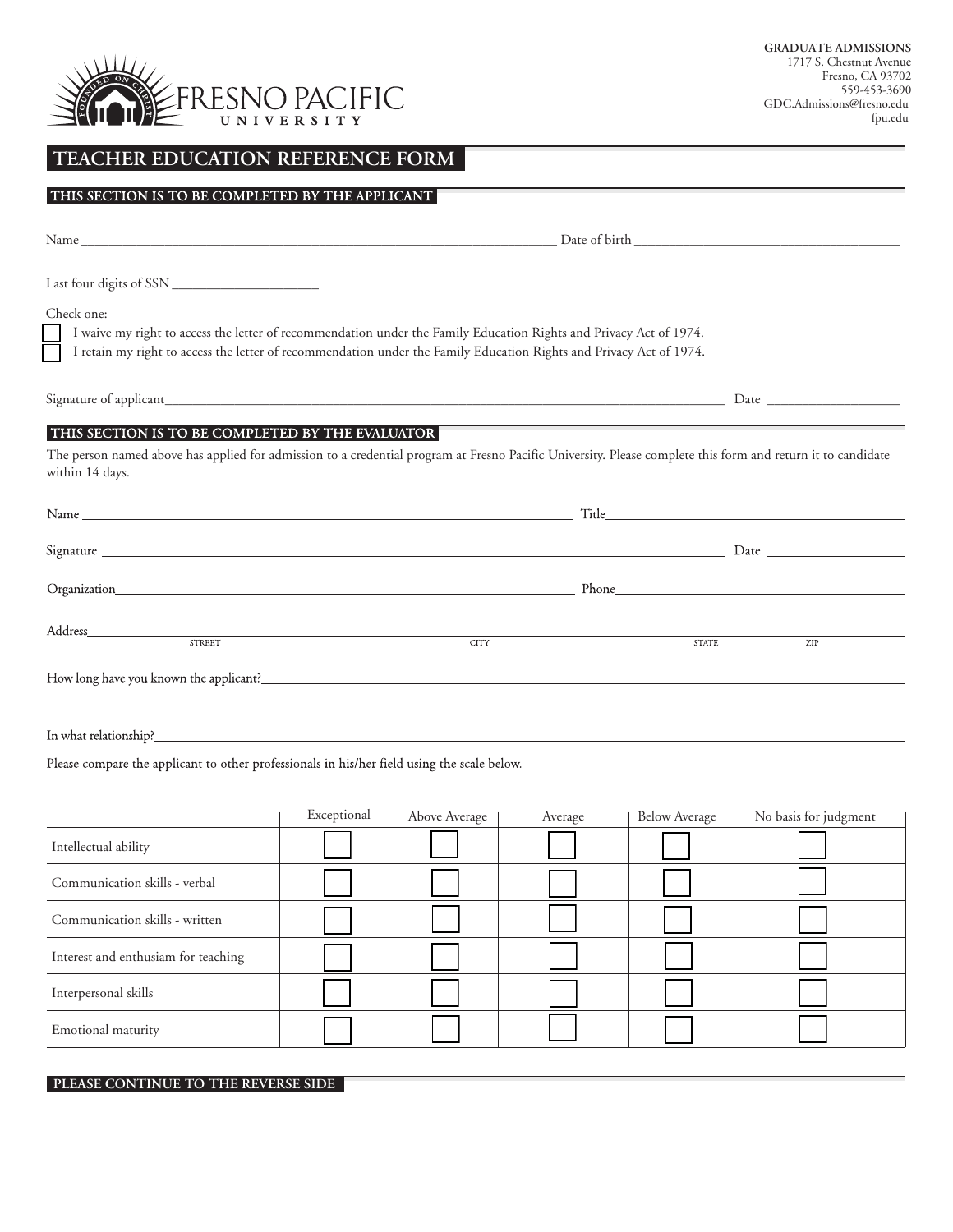GRADUATE ADMISSIONS
1717 S. Chestnut Avenue
Fresno, CA 93702
559-453-3690
GDC.Admissions@fresno.edu
fpu.edu

FRESNO PACIFIC UNIVERSITY

# TEACHER EDUCATION REFERENCE FORM

## THIS SECTION IS TO BE COMPLETED BY THE APPLICANT

Name ______________________________________________ Date of birth ______________________________

Last four digits of SSN ____________________

Check one:

- [ ] I waive my right to access the letter of recommendation under the Family Education Rights and Privacy Act of 1974.
- [ ] I retain my right to access the letter of recommendation under the Family Education Rights and Privacy Act of 1974.

Signature of applicant ____________________________________________________________ Date __________________

## THIS SECTION IS TO BE COMPLETED BY THE EVALUATOR

The person named above has applied for admission to a credential program at Fresno Pacific University. Please complete this form and return it to candidate within 14 days.

Name ______________________________________________ Title ______________________________

Signature ____________________________________________________________ Date __________________

Organization ______________________________________________ Phone ______________________________

Address ______________________________________________________________________________
STREET CITY STATE ZIP

How long have you known the applicant? ______________________________________________________________

In what relationship? ______________________________________________________________

Please compare the applicant to other professionals in his/her field using the scale below.

| | Exceptional | Above Average | Average | Below Average | No basis for judgment |
|---|---|---|---|---|---|
| Intellectual ability | ☐ | ☐ | ☐ | ☐ | ☐ |
| Communication skills - verbal | ☐ | ☐ | ☐ | ☐ | ☐ |
| Communication skills - written | ☐ | ☐ | ☐ | ☐ | ☐ |
| Interest and enthusiam for teaching | ☐ | ☐ | ☐ | ☐ | ☐ |
| Interpersonal skills | ☐ | ☐ | ☐ | ☐ | ☐ |
| Emotional maturity | ☐ | ☐ | ☐ | ☐ | ☐ |

**PLEASE CONTINUE TO THE REVERSE SIDE**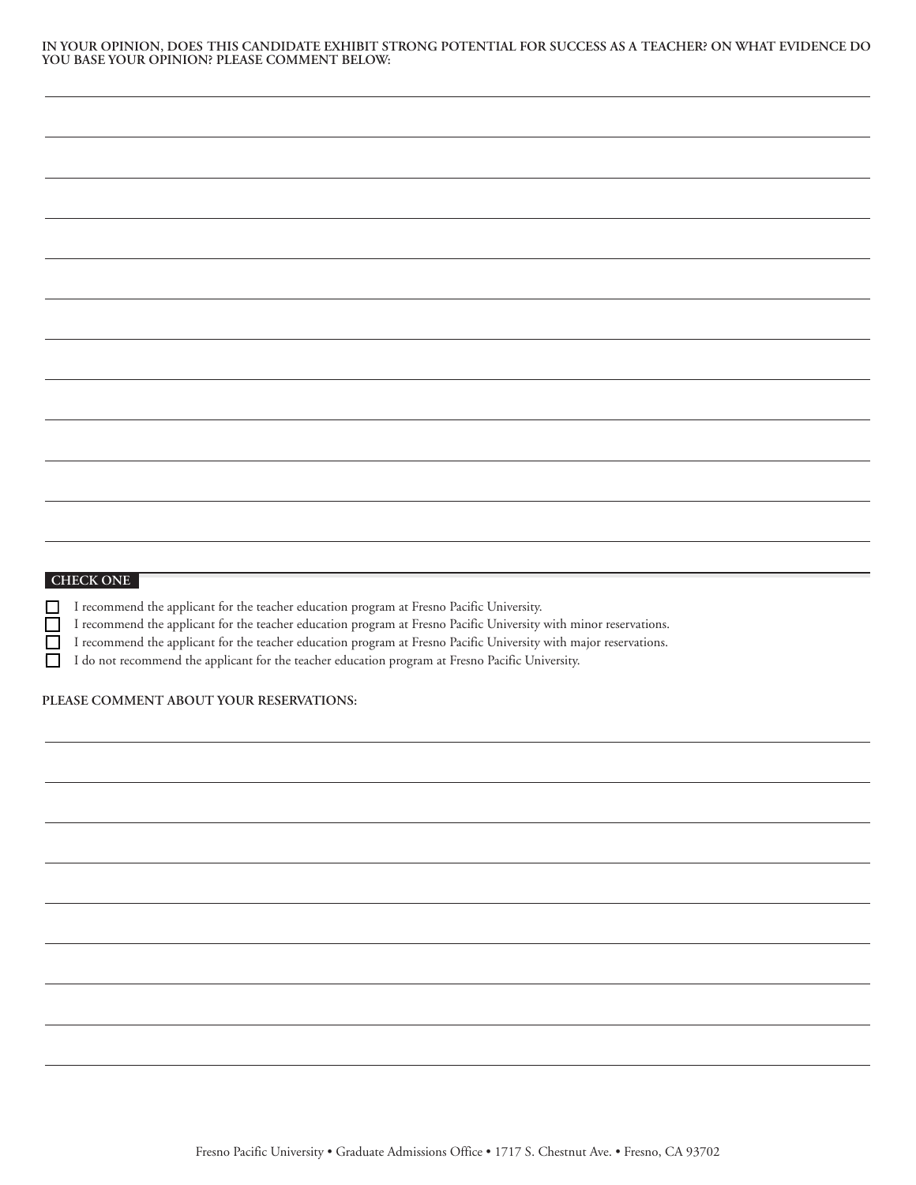**IN YOUR OPINION, DOES THIS CANDIDATE EXHIBIT STRONG POTENTIAL FOR SUCCESS AS A TEACHER? ON WHAT EVIDENCE DO YOU BASE YOUR OPINION? PLEASE COMMENT BELOW:**

**CHECK ONE**

- ☐ I recommend the applicant for the teacher education program at Fresno Pacific University.
- ☐ I recommend the applicant for the teacher education program at Fresno Pacific University with minor reservations.
- ☐ I recommend the applicant for the teacher education program at Fresno Pacific University with major reservations.
- ☐ I do not recommend the applicant for the teacher education program at Fresno Pacific University.

**PLEASE COMMENT ABOUT YOUR RESERVATIONS:**

Fresno Pacific University • Graduate Admissions Office • 1717 S. Chestnut Ave. • Fresno, CA 93702